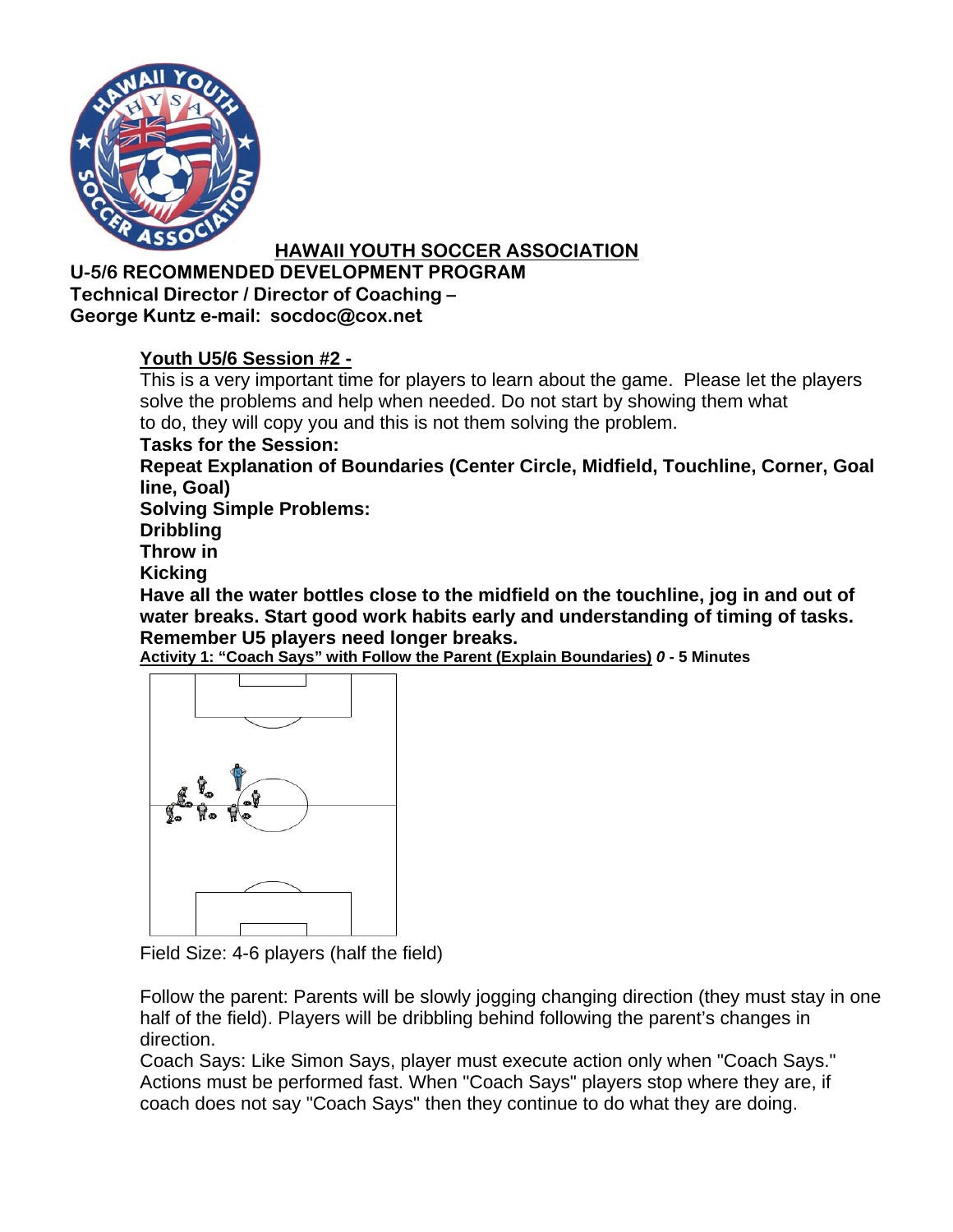# HAWAII YOUTH SOCCER ASSOCIATION

**U-5/6 RECOMMENDED DEVELOPMENT PROGRAM**
**Technical Director / Director of Coaching –**
**George Kuntz e-mail: socdoc@cox.net**

## Youth U5/6 Session #2 -

This is a very important time for players to learn about the game. Please let the players solve the problems and help when needed. Do not start by showing them what to do, they will copy you and this is not them solving the problem.

**Tasks for the Session:**

**Repeat Explanation of Boundaries (Center Circle, Midfield, Touchline, Corner, Goal line, Goal)**

**Solving Simple Problems:**

**Dribbling**

**Throw in**

**Kicking**

**Have all the water bottles close to the midfield on the touchline, jog in and out of water breaks. Start good work habits early and understanding of timing of tasks. Remember U5 players need longer breaks.**

**Activity 1: "Coach Says" with Follow the Parent (Explain Boundaries)** ***0*** **- 5 Minutes**

Field Size: 4-6 players (half the field)

Follow the parent: Parents will be slowly jogging changing direction (they must stay in one half of the field). Players will be dribbling behind following the parent's changes in direction.

Coach Says: Like Simon Says, player must execute action only when "Coach Says." Actions must be performed fast. When "Coach Says" players stop where they are, if coach does not say "Coach Says" then they continue to do what they are doing.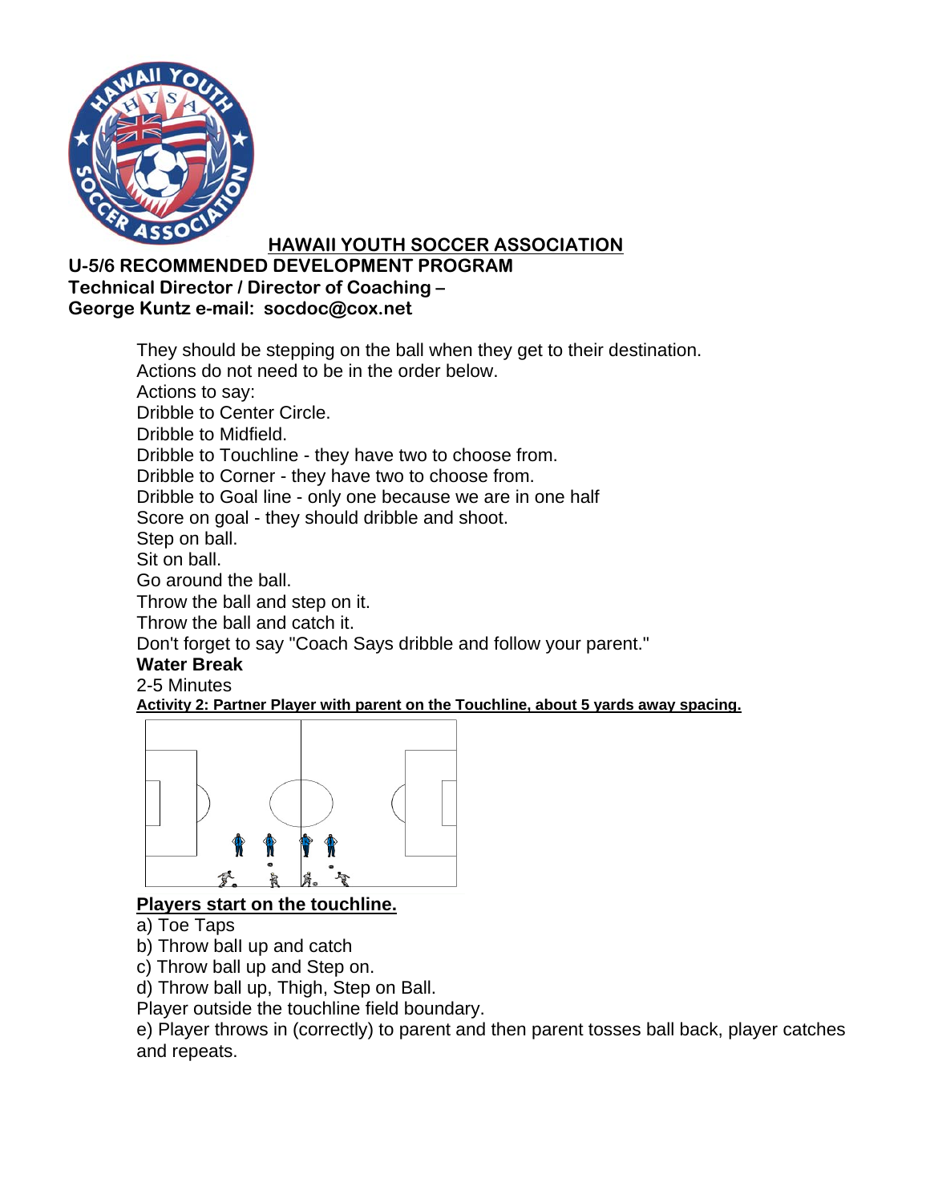**HAWAII YOUTH SOCCER ASSOCIATION**

**U-5/6 RECOMMENDED DEVELOPMENT PROGRAM**
**Technical Director / Director of Coaching –**
**George Kuntz e-mail: socdoc@cox.net**

They should be stepping on the ball when they get to their destination.
Actions do not need to be in the order below.
Actions to say:
Dribble to Center Circle.
Dribble to Midfield.
Dribble to Touchline - they have two to choose from.
Dribble to Corner - they have two to choose from.
Dribble to Goal line - only one because we are in one half
Score on goal - they should dribble and shoot.
Step on ball.
Sit on ball.
Go around the ball.
Throw the ball and step on it.
Throw the ball and catch it.
Don't forget to say "Coach Says dribble and follow your parent."

**Water Break**

2-5 Minutes

**Activity 2: Partner Player with parent on the Touchline, about 5 yards away spacing.**

**Players start on the touchline.**

a) Toe Taps
b) Throw ball up and catch
c) Throw ball up and Step on.
d) Throw ball up, Thigh, Step on Ball.

Player outside the touchline field boundary.

e) Player throws in (correctly) to parent and then parent tosses ball back, player catches and repeats.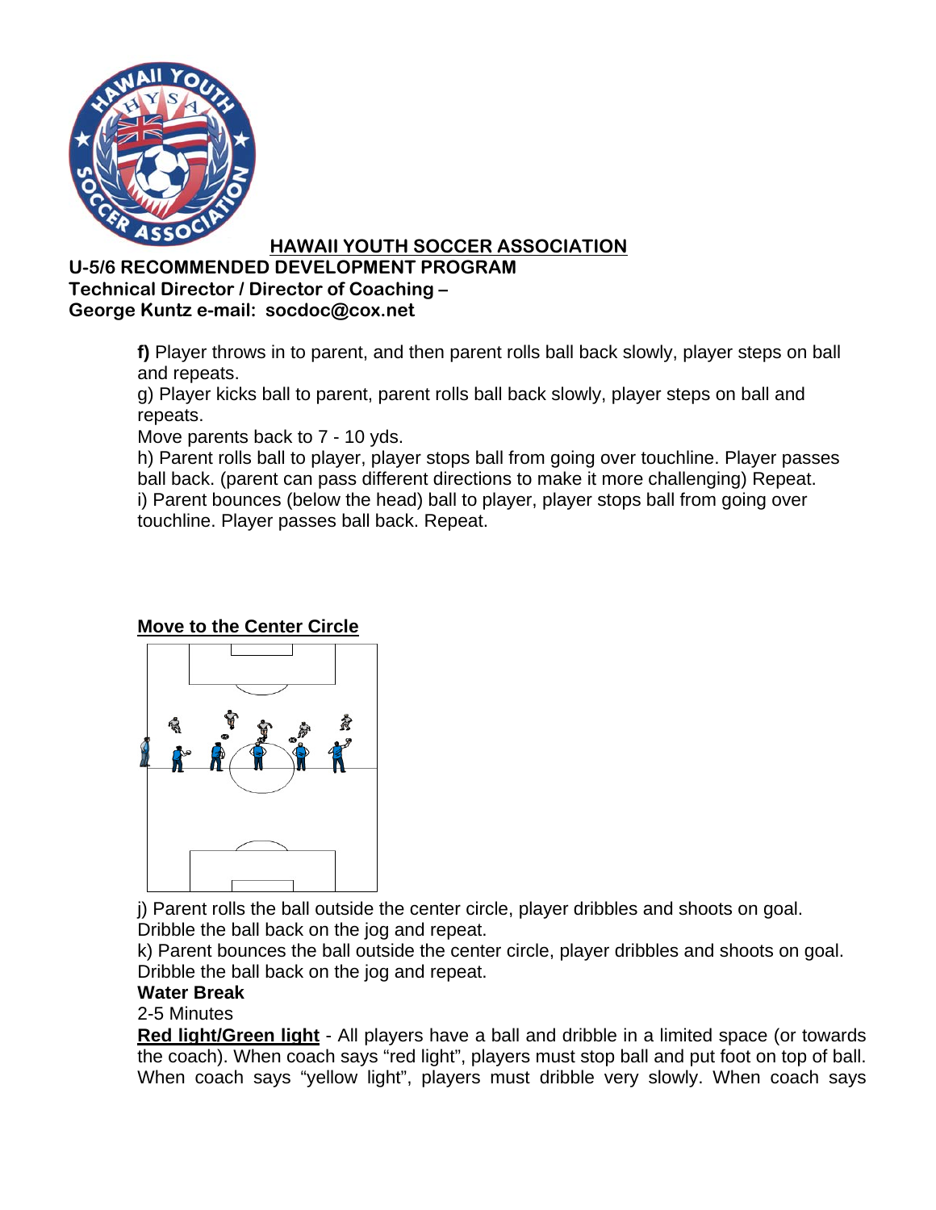**HAWAII YOUTH SOCCER ASSOCIATION**

**U-5/6 RECOMMENDED DEVELOPMENT PROGRAM**
**Technical Director / Director of Coaching –**
**George Kuntz e-mail: socdoc@cox.net**

**f)** Player throws in to parent, and then parent rolls ball back slowly, player steps on ball and repeats.

g) Player kicks ball to parent, parent rolls ball back slowly, player steps on ball and repeats.

Move parents back to 7 - 10 yds.

h) Parent rolls ball to player, player stops ball from going over touchline. Player passes ball back. (parent can pass different directions to make it more challenging) Repeat.

i) Parent bounces (below the head) ball to player, player stops ball from going over touchline. Player passes ball back. Repeat.

**Move to the Center Circle**

j) Parent rolls the ball outside the center circle, player dribbles and shoots on goal. Dribble the ball back on the jog and repeat.

k) Parent bounces the ball outside the center circle, player dribbles and shoots on goal. Dribble the ball back on the jog and repeat.

**Water Break**

2-5 Minutes

**Red light/Green light** - All players have a ball and dribble in a limited space (or towards the coach). When coach says "red light", players must stop ball and put foot on top of ball. When coach says "yellow light", players must dribble very slowly. When coach says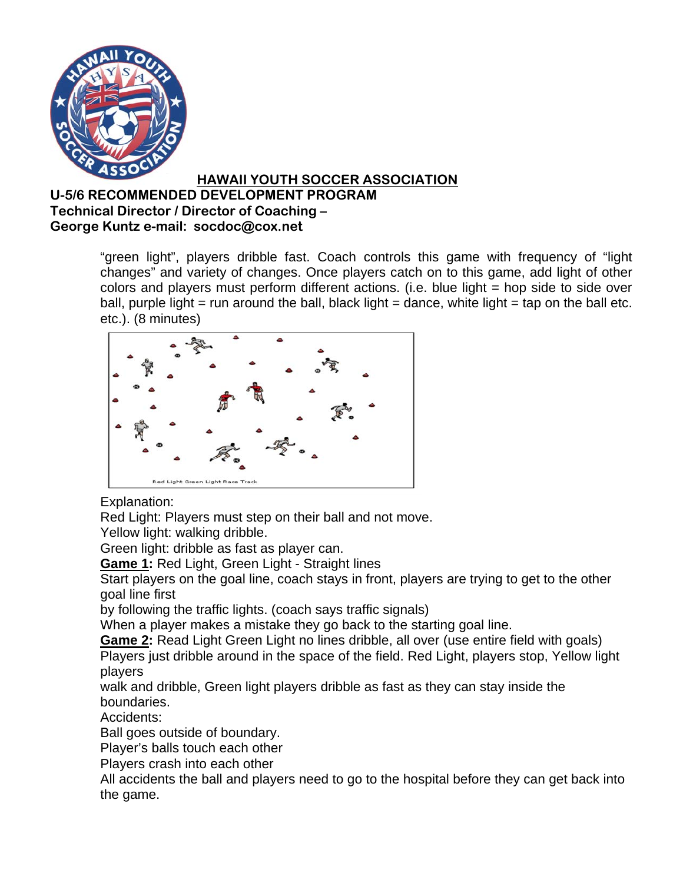"green light", players dribble fast. Coach controls this game with frequency of "light changes" and variety of changes. Once players catch on to this game, add light of other colors and players must perform different actions. (i.e. blue light = hop side to side over ball, purple light = run around the ball, black light = dance, white light = tap on the ball etc. etc.). (8 minutes)

Red Light Green Light Race Track

Explanation:
Red Light: Players must step on their ball and not move.
Yellow light: walking dribble.
Green light: dribble as fast as player can.

**Game 1:** Red Light, Green Light - Straight lines
Start players on the goal line, coach stays in front, players are trying to get to the other goal line first
by following the traffic lights. (coach says traffic signals)
When a player makes a mistake they go back to the starting goal line.

**Game 2:** Read Light Green Light no lines dribble, all over (use entire field with goals)
Players just dribble around in the space of the field. Red Light, players stop, Yellow light players
walk and dribble, Green light players dribble as fast as they can stay inside the boundaries.

Accidents:
Ball goes outside of boundary.
Player's balls touch each other
Players crash into each other
All accidents the ball and players need to go to the hospital before they can get back into the game.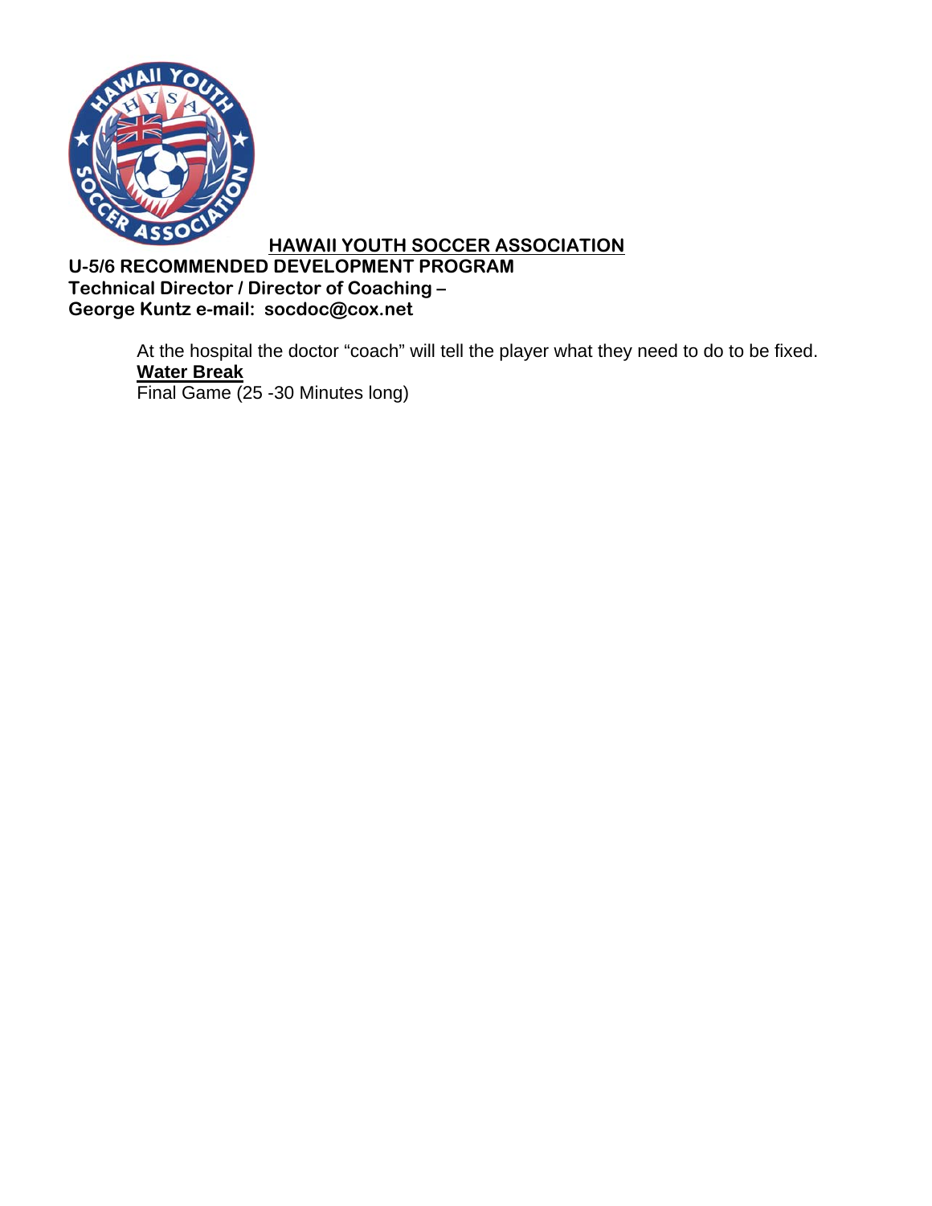**HAWAII YOUTH SOCCER ASSOCIATION**

**U-5/6 RECOMMENDED DEVELOPMENT PROGRAM**

**Technical Director / Director of Coaching –**

**George Kuntz e-mail: socdoc@cox.net**

At the hospital the doctor "coach" will tell the player what they need to do to be fixed.

**Water Break**

Final Game (25 -30 Minutes long)